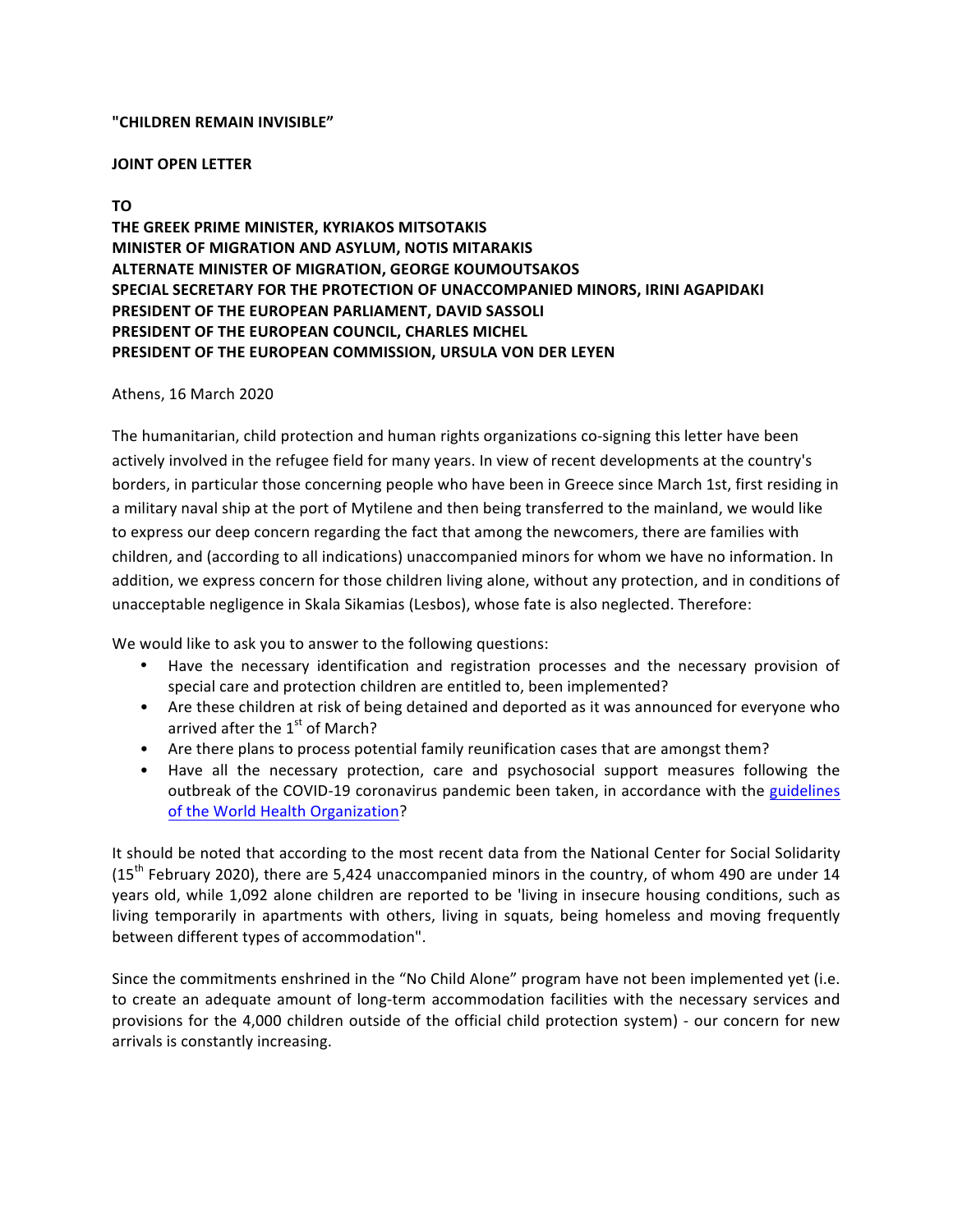**"CHILDREN REMAIN INVISIBLE"**

**JOINT OPEN LETTER**

**TO**
**THE GREEK PRIME MINISTER, KYRIAKOS MITSOTAKIS**
**MINISTER OF MIGRATION AND ASYLUM, NOTIS MITARAKIS**
**ALTERNATE MINISTER OF MIGRATION, GEORGE KOUMOUTSAKOS**
**SPECIAL SECRETARY FOR THE PROTECTION OF UNACCOMPANIED MINORS, IRINI AGAPIDAKI**
**PRESIDENT OF THE EUROPEAN PARLIAMENT, DAVID SASSOLI**
**PRESIDENT OF THE EUROPEAN COUNCIL, CHARLES MICHEL**
**PRESIDENT OF THE EUROPEAN COMMISSION, URSULA VON DER LEYEN**

Athens, 16 March 2020

The humanitarian, child protection and human rights organizations co-signing this letter have been actively involved in the refugee field for many years. In view of recent developments at the country's borders, in particular those concerning people who have been in Greece since March 1st, first residing in a military naval ship at the port of Mytilene and then being transferred to the mainland, we would like to express our deep concern regarding the fact that among the newcomers, there are families with children, and (according to all indications) unaccompanied minors for whom we have no information. In addition, we express concern for those children living alone, without any protection, and in conditions of unacceptable negligence in Skala Sikamias (Lesbos), whose fate is also neglected. Therefore:

We would like to ask you to answer to the following questions:

- Have the necessary identification and registration processes and the necessary provision of special care and protection children are entitled to, been implemented?
- Are these children at risk of being detained and deported as it was announced for everyone who arrived after the 1st of March?
- Are there plans to process potential family reunification cases that are amongst them?
- Have all the necessary protection, care and psychosocial support measures following the outbreak of the COVID-19 coronavirus pandemic been taken, in accordance with the guidelines of the World Health Organization?

It should be noted that according to the most recent data from the National Center for Social Solidarity (15th February 2020), there are 5,424 unaccompanied minors in the country, of whom 490 are under 14 years old, while 1,092 alone children are reported to be 'living in insecure housing conditions, such as living temporarily in apartments with others, living in squats, being homeless and moving frequently between different types of accommodation".

Since the commitments enshrined in the "No Child Alone" program have not been implemented yet (i.e. to create an adequate amount of long-term accommodation facilities with the necessary services and provisions for the 4,000 children outside of the official child protection system) - our concern for new arrivals is constantly increasing.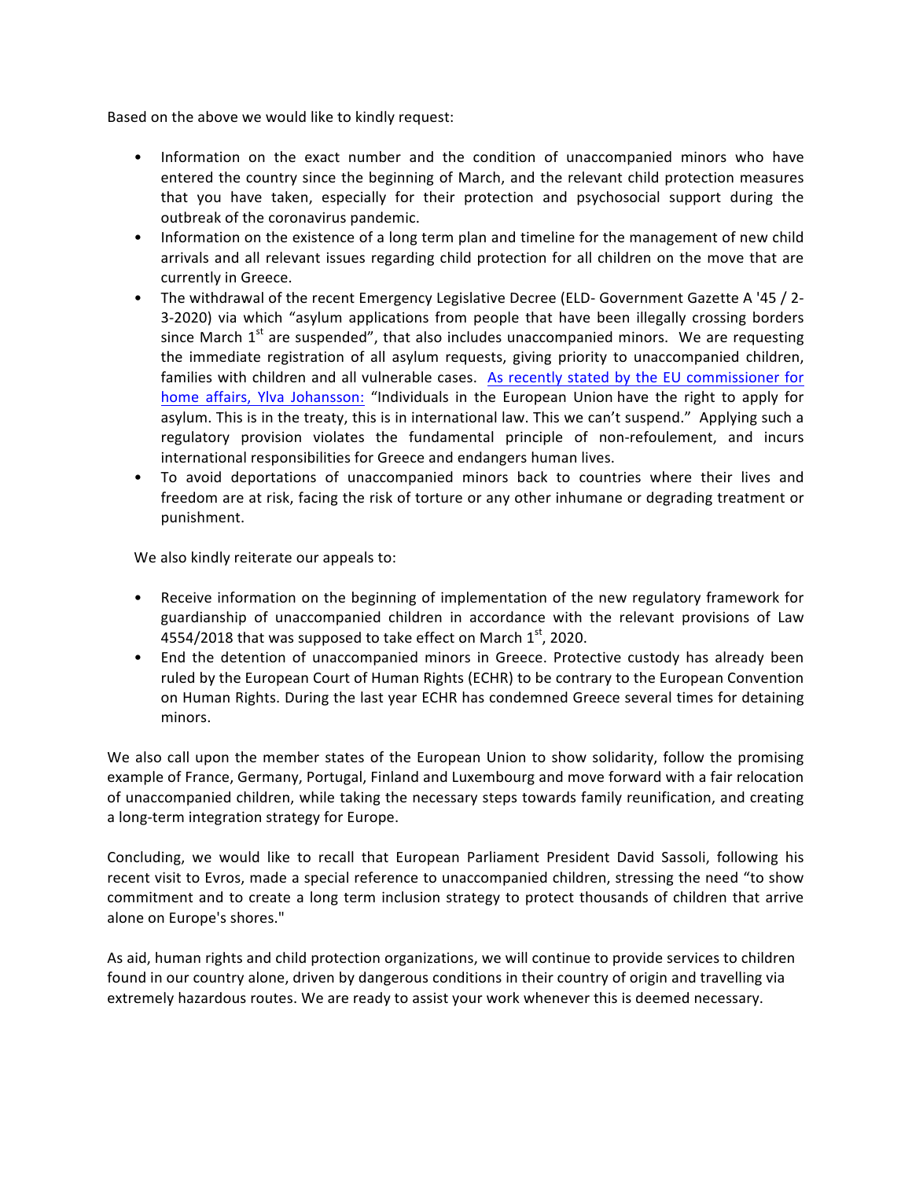Based on the above we would like to kindly request:

- Information on the exact number and the condition of unaccompanied minors who have entered the country since the beginning of March, and the relevant child protection measures that you have taken, especially for their protection and psychosocial support during the outbreak of the coronavirus pandemic.
- Information on the existence of a long term plan and timeline for the management of new child arrivals and all relevant issues regarding child protection for all children on the move that are currently in Greece.
- The withdrawal of the recent Emergency Legislative Decree (ELD- Government Gazette A '45 / 2-3-2020) via which "asylum applications from people that have been illegally crossing borders since March 1st are suspended", that also includes unaccompanied minors. We are requesting the immediate registration of all asylum requests, giving priority to unaccompanied children, families with children and all vulnerable cases. As recently stated by the EU commissioner for home affairs, Ylva Johansson: "Individuals in the European Union have the right to apply for asylum. This is in the treaty, this is in international law. This we can't suspend." Applying such a regulatory provision violates the fundamental principle of non-refoulement, and incurs international responsibilities for Greece and endangers human lives.
- To avoid deportations of unaccompanied minors back to countries where their lives and freedom are at risk, facing the risk of torture or any other inhumane or degrading treatment or punishment.

We also kindly reiterate our appeals to:

- Receive information on the beginning of implementation of the new regulatory framework for guardianship of unaccompanied children in accordance with the relevant provisions of Law 4554/2018 that was supposed to take effect on March 1st, 2020.
- End the detention of unaccompanied minors in Greece. Protective custody has already been ruled by the European Court of Human Rights (ECHR) to be contrary to the European Convention on Human Rights. During the last year ECHR has condemned Greece several times for detaining minors.

We also call upon the member states of the European Union to show solidarity, follow the promising example of France, Germany, Portugal, Finland and Luxembourg and move forward with a fair relocation of unaccompanied children, while taking the necessary steps towards family reunification, and creating a long-term integration strategy for Europe.

Concluding, we would like to recall that European Parliament President David Sassoli, following his recent visit to Evros, made a special reference to unaccompanied children, stressing the need "to show commitment and to create a long term inclusion strategy to protect thousands of children that arrive alone on Europe's shores."

As aid, human rights and child protection organizations, we will continue to provide services to children found in our country alone, driven by dangerous conditions in their country of origin and travelling via extremely hazardous routes. We are ready to assist your work whenever this is deemed necessary.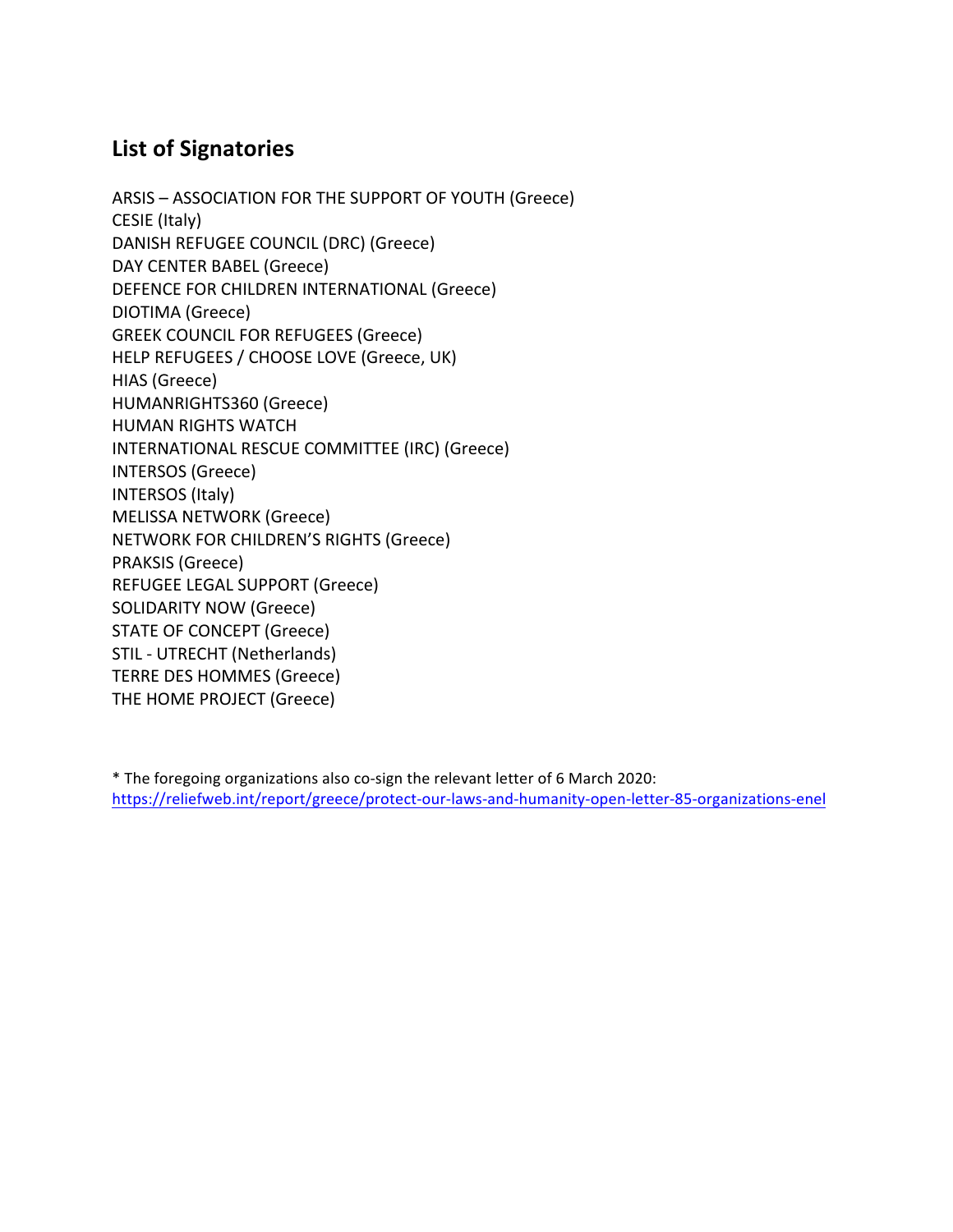## List of Signatories

ARSIS – ASSOCIATION FOR THE SUPPORT OF YOUTH (Greece)
CESIE (Italy)
DANISH REFUGEE COUNCIL (DRC) (Greece)
DAY CENTER BABEL (Greece)
DEFENCE FOR CHILDREN INTERNATIONAL (Greece)
DIOTIMA (Greece)
GREEK COUNCIL FOR REFUGEES (Greece)
HELP REFUGEES / CHOOSE LOVE (Greece, UK)
HIAS (Greece)
HUMANRIGHTS360 (Greece)
HUMAN RIGHTS WATCH
INTERNATIONAL RESCUE COMMITTEE (IRC) (Greece)
INTERSOS (Greece)
INTERSOS (Italy)
MELISSA NETWORK (Greece)
NETWORK FOR CHILDREN'S RIGHTS (Greece)
PRAKSIS (Greece)
REFUGEE LEGAL SUPPORT (Greece)
SOLIDARITY NOW (Greece)
STATE OF CONCEPT (Greece)
STIL - UTRECHT (Netherlands)
TERRE DES HOMMES (Greece)
THE HOME PROJECT (Greece)

* The foregoing organizations also co-sign the relevant letter of 6 March 2020: https://reliefweb.int/report/greece/protect-our-laws-and-humanity-open-letter-85-organizations-enel